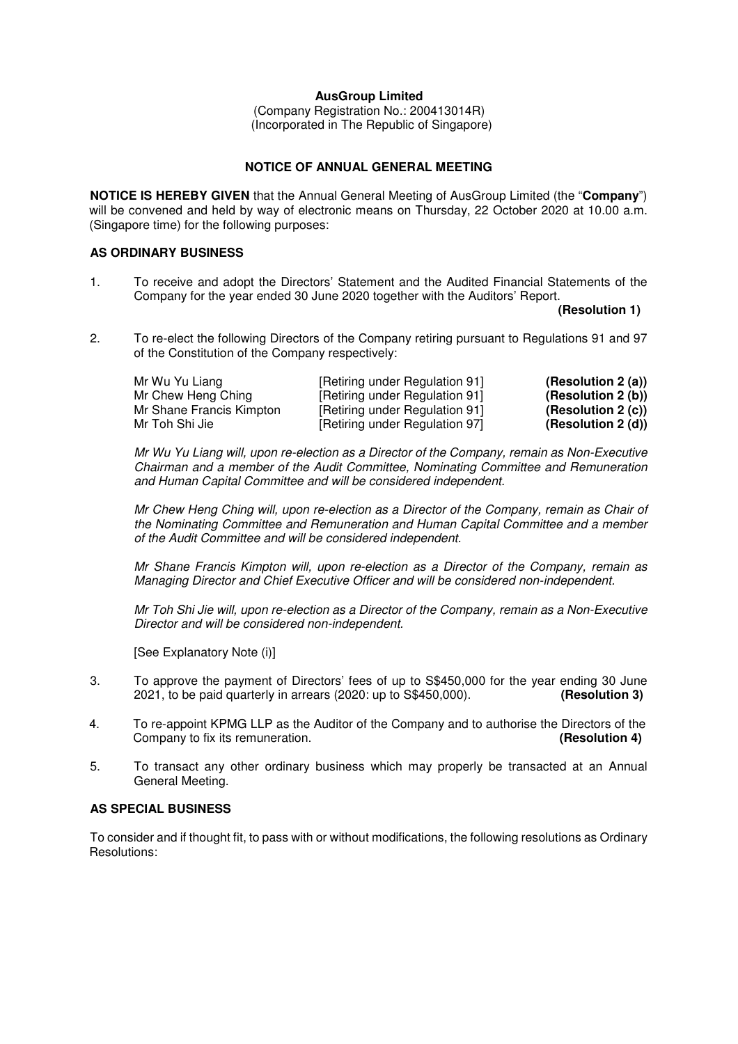**AusGroup Limited**
(Company Registration No.: 200413014R)
(Incorporated in The Republic of Singapore)

## NOTICE OF ANNUAL GENERAL MEETING

**NOTICE IS HEREBY GIVEN** that the Annual General Meeting of AusGroup Limited (the "**Company**") will be convened and held by way of electronic means on Thursday, 22 October 2020 at 10.00 a.m. (Singapore time) for the following purposes:

### AS ORDINARY BUSINESS

1. To receive and adopt the Directors' Statement and the Audited Financial Statements of the Company for the year ended 30 June 2020 together with the Auditors' Report. **(Resolution 1)**

2. To re-elect the following Directors of the Company retiring pursuant to Regulations 91 and 97 of the Constitution of the Company respectively:

| | | |
|---|---|---|
| Mr Wu Yu Liang | [Retiring under Regulation 91] | **(Resolution 2 (a))** |
| Mr Chew Heng Ching | [Retiring under Regulation 91] | **(Resolution 2 (b))** |
| Mr Shane Francis Kimpton | [Retiring under Regulation 91] | **(Resolution 2 (c))** |
| Mr Toh Shi Jie | [Retiring under Regulation 97] | **(Resolution 2 (d))** |

*Mr Wu Yu Liang will, upon re-election as a Director of the Company, remain as Non-Executive Chairman and a member of the Audit Committee, Nominating Committee and Remuneration and Human Capital Committee and will be considered independent.*

*Mr Chew Heng Ching will, upon re-election as a Director of the Company, remain as Chair of the Nominating Committee and Remuneration and Human Capital Committee and a member of the Audit Committee and will be considered independent.*

*Mr Shane Francis Kimpton will, upon re-election as a Director of the Company, remain as Managing Director and Chief Executive Officer and will be considered non-independent.*

*Mr Toh Shi Jie will, upon re-election as a Director of the Company, remain as a Non-Executive Director and will be considered non-independent.*

[See Explanatory Note (i)]

3. To approve the payment of Directors' fees of up to S$450,000 for the year ending 30 June 2021, to be paid quarterly in arrears (2020: up to S$450,000). **(Resolution 3)**

4. To re-appoint KPMG LLP as the Auditor of the Company and to authorise the Directors of the Company to fix its remuneration. **(Resolution 4)**

5. To transact any other ordinary business which may properly be transacted at an Annual General Meeting.

### AS SPECIAL BUSINESS

To consider and if thought fit, to pass with or without modifications, the following resolutions as Ordinary Resolutions: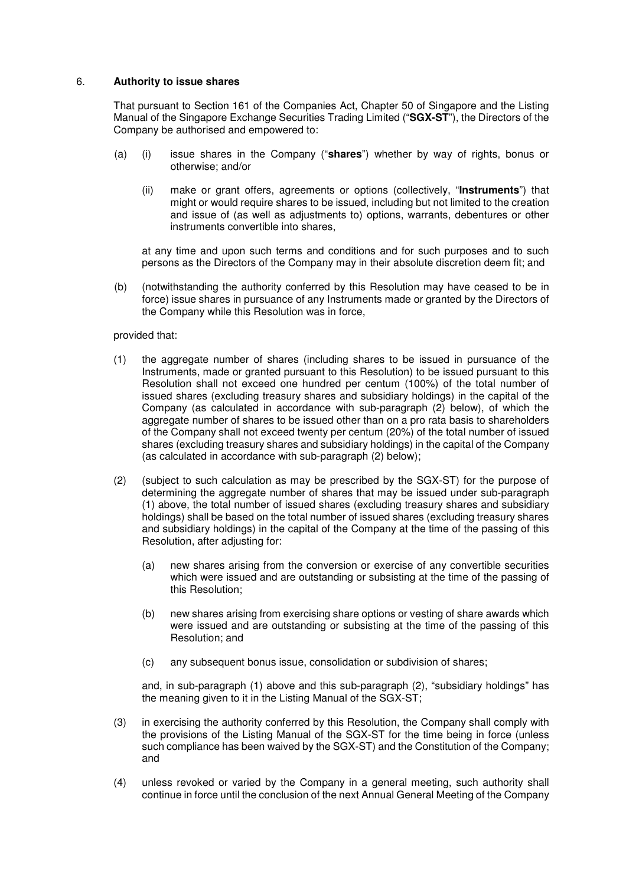6. **Authority to issue shares**

That pursuant to Section 161 of the Companies Act, Chapter 50 of Singapore and the Listing Manual of the Singapore Exchange Securities Trading Limited ("**SGX-ST**"), the Directors of the Company be authorised and empowered to:

(a) (i) issue shares in the Company ("**shares**") whether by way of rights, bonus or otherwise; and/or

(ii) make or grant offers, agreements or options (collectively, "**Instruments**") that might or would require shares to be issued, including but not limited to the creation and issue of (as well as adjustments to) options, warrants, debentures or other instruments convertible into shares,

at any time and upon such terms and conditions and for such purposes and to such persons as the Directors of the Company may in their absolute discretion deem fit; and

(b) (notwithstanding the authority conferred by this Resolution may have ceased to be in force) issue shares in pursuance of any Instruments made or granted by the Directors of the Company while this Resolution was in force,

provided that:

(1) the aggregate number of shares (including shares to be issued in pursuance of the Instruments, made or granted pursuant to this Resolution) to be issued pursuant to this Resolution shall not exceed one hundred per centum (100%) of the total number of issued shares (excluding treasury shares and subsidiary holdings) in the capital of the Company (as calculated in accordance with sub-paragraph (2) below), of which the aggregate number of shares to be issued other than on a pro rata basis to shareholders of the Company shall not exceed twenty per centum (20%) of the total number of issued shares (excluding treasury shares and subsidiary holdings) in the capital of the Company (as calculated in accordance with sub-paragraph (2) below);

(2) (subject to such calculation as may be prescribed by the SGX-ST) for the purpose of determining the aggregate number of shares that may be issued under sub-paragraph (1) above, the total number of issued shares (excluding treasury shares and subsidiary holdings) shall be based on the total number of issued shares (excluding treasury shares and subsidiary holdings) in the capital of the Company at the time of the passing of this Resolution, after adjusting for:

(a) new shares arising from the conversion or exercise of any convertible securities which were issued and are outstanding or subsisting at the time of the passing of this Resolution;

(b) new shares arising from exercising share options or vesting of share awards which were issued and are outstanding or subsisting at the time of the passing of this Resolution; and

(c) any subsequent bonus issue, consolidation or subdivision of shares;

and, in sub-paragraph (1) above and this sub-paragraph (2), "subsidiary holdings" has the meaning given to it in the Listing Manual of the SGX-ST;

(3) in exercising the authority conferred by this Resolution, the Company shall comply with the provisions of the Listing Manual of the SGX-ST for the time being in force (unless such compliance has been waived by the SGX-ST) and the Constitution of the Company; and

(4) unless revoked or varied by the Company in a general meeting, such authority shall continue in force until the conclusion of the next Annual General Meeting of the Company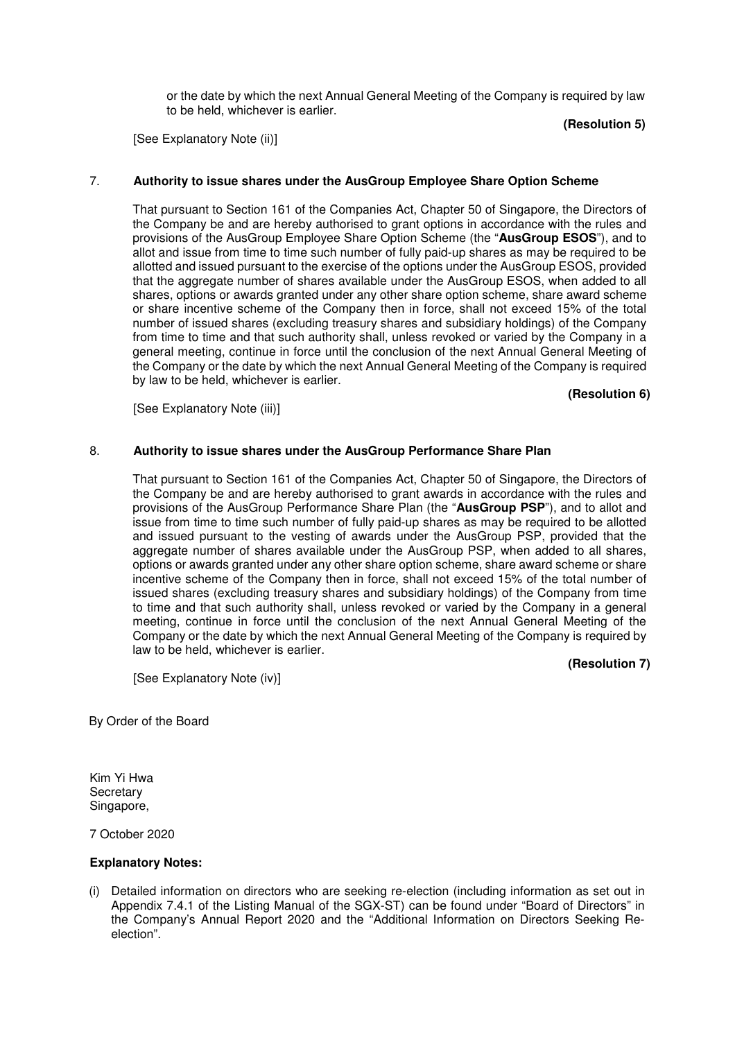or the date by which the next Annual General Meeting of the Company is required by law to be held, whichever is earlier.

**(Resolution 5)**

[See Explanatory Note (ii)]

7. **Authority to issue shares under the AusGroup Employee Share Option Scheme**

That pursuant to Section 161 of the Companies Act, Chapter 50 of Singapore, the Directors of the Company be and are hereby authorised to grant options in accordance with the rules and provisions of the AusGroup Employee Share Option Scheme (the "**AusGroup ESOS**"), and to allot and issue from time to time such number of fully paid-up shares as may be required to be allotted and issued pursuant to the exercise of the options under the AusGroup ESOS, provided that the aggregate number of shares available under the AusGroup ESOS, when added to all shares, options or awards granted under any other share option scheme, share award scheme or share incentive scheme of the Company then in force, shall not exceed 15% of the total number of issued shares (excluding treasury shares and subsidiary holdings) of the Company from time to time and that such authority shall, unless revoked or varied by the Company in a general meeting, continue in force until the conclusion of the next Annual General Meeting of the Company or the date by which the next Annual General Meeting of the Company is required by law to be held, whichever is earlier.

**(Resolution 6)**

[See Explanatory Note (iii)]

8. **Authority to issue shares under the AusGroup Performance Share Plan**

That pursuant to Section 161 of the Companies Act, Chapter 50 of Singapore, the Directors of the Company be and are hereby authorised to grant awards in accordance with the rules and provisions of the AusGroup Performance Share Plan (the "**AusGroup PSP**"), and to allot and issue from time to time such number of fully paid-up shares as may be required to be allotted and issued pursuant to the vesting of awards under the AusGroup PSP, provided that the aggregate number of shares available under the AusGroup PSP, when added to all shares, options or awards granted under any other share option scheme, share award scheme or share incentive scheme of the Company then in force, shall not exceed 15% of the total number of issued shares (excluding treasury shares and subsidiary holdings) of the Company from time to time and that such authority shall, unless revoked or varied by the Company in a general meeting, continue in force until the conclusion of the next Annual General Meeting of the Company or the date by which the next Annual General Meeting of the Company is required by law to be held, whichever is earlier.

**(Resolution 7)**

[See Explanatory Note (iv)]

By Order of the Board

Kim Yi Hwa
Secretary
Singapore,

7 October 2020

**Explanatory Notes:**

(i) Detailed information on directors who are seeking re-election (including information as set out in Appendix 7.4.1 of the Listing Manual of the SGX-ST) can be found under "Board of Directors" in the Company's Annual Report 2020 and the "Additional Information on Directors Seeking Re-election".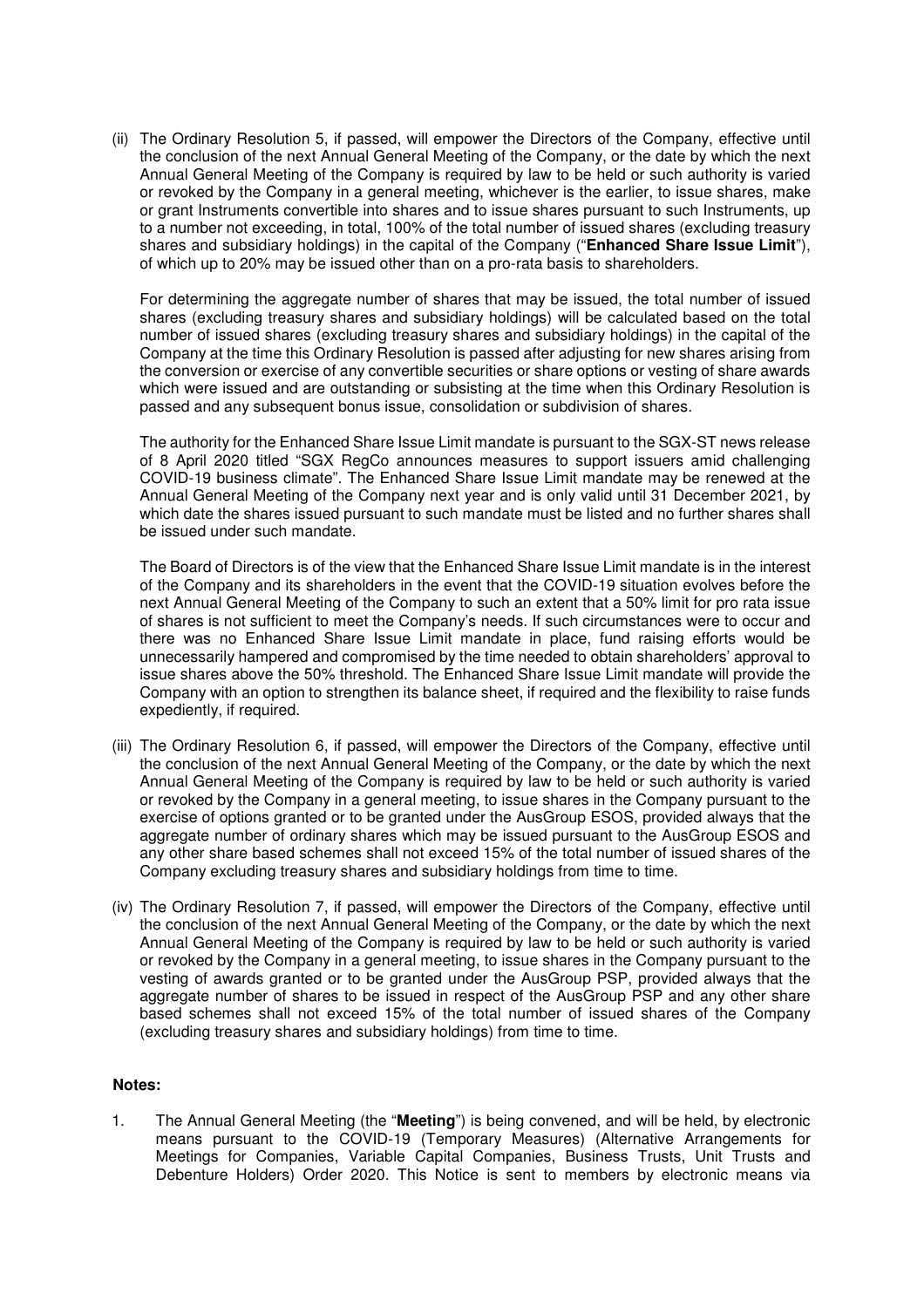(ii) The Ordinary Resolution 5, if passed, will empower the Directors of the Company, effective until the conclusion of the next Annual General Meeting of the Company, or the date by which the next Annual General Meeting of the Company is required by law to be held or such authority is varied or revoked by the Company in a general meeting, whichever is the earlier, to issue shares, make or grant Instruments convertible into shares and to issue shares pursuant to such Instruments, up to a number not exceeding, in total, 100% of the total number of issued shares (excluding treasury shares and subsidiary holdings) in the capital of the Company ("**Enhanced Share Issue Limit**"), of which up to 20% may be issued other than on a pro-rata basis to shareholders.

For determining the aggregate number of shares that may be issued, the total number of issued shares (excluding treasury shares and subsidiary holdings) will be calculated based on the total number of issued shares (excluding treasury shares and subsidiary holdings) in the capital of the Company at the time this Ordinary Resolution is passed after adjusting for new shares arising from the conversion or exercise of any convertible securities or share options or vesting of share awards which were issued and are outstanding or subsisting at the time when this Ordinary Resolution is passed and any subsequent bonus issue, consolidation or subdivision of shares.

The authority for the Enhanced Share Issue Limit mandate is pursuant to the SGX-ST news release of 8 April 2020 titled "SGX RegCo announces measures to support issuers amid challenging COVID-19 business climate". The Enhanced Share Issue Limit mandate may be renewed at the Annual General Meeting of the Company next year and is only valid until 31 December 2021, by which date the shares issued pursuant to such mandate must be listed and no further shares shall be issued under such mandate.

The Board of Directors is of the view that the Enhanced Share Issue Limit mandate is in the interest of the Company and its shareholders in the event that the COVID-19 situation evolves before the next Annual General Meeting of the Company to such an extent that a 50% limit for pro rata issue of shares is not sufficient to meet the Company's needs. If such circumstances were to occur and there was no Enhanced Share Issue Limit mandate in place, fund raising efforts would be unnecessarily hampered and compromised by the time needed to obtain shareholders' approval to issue shares above the 50% threshold. The Enhanced Share Issue Limit mandate will provide the Company with an option to strengthen its balance sheet, if required and the flexibility to raise funds expediently, if required.

(iii) The Ordinary Resolution 6, if passed, will empower the Directors of the Company, effective until the conclusion of the next Annual General Meeting of the Company, or the date by which the next Annual General Meeting of the Company is required by law to be held or such authority is varied or revoked by the Company in a general meeting, to issue shares in the Company pursuant to the exercise of options granted or to be granted under the AusGroup ESOS, provided always that the aggregate number of ordinary shares which may be issued pursuant to the AusGroup ESOS and any other share based schemes shall not exceed 15% of the total number of issued shares of the Company excluding treasury shares and subsidiary holdings from time to time.

(iv) The Ordinary Resolution 7, if passed, will empower the Directors of the Company, effective until the conclusion of the next Annual General Meeting of the Company, or the date by which the next Annual General Meeting of the Company is required by law to be held or such authority is varied or revoked by the Company in a general meeting, to issue shares in the Company pursuant to the vesting of awards granted or to be granted under the AusGroup PSP, provided always that the aggregate number of shares to be issued in respect of the AusGroup PSP and any other share based schemes shall not exceed 15% of the total number of issued shares of the Company (excluding treasury shares and subsidiary holdings) from time to time.

**Notes:**

1. The Annual General Meeting (the "**Meeting**") is being convened, and will be held, by electronic means pursuant to the COVID-19 (Temporary Measures) (Alternative Arrangements for Meetings for Companies, Variable Capital Companies, Business Trusts, Unit Trusts and Debenture Holders) Order 2020. This Notice is sent to members by electronic means via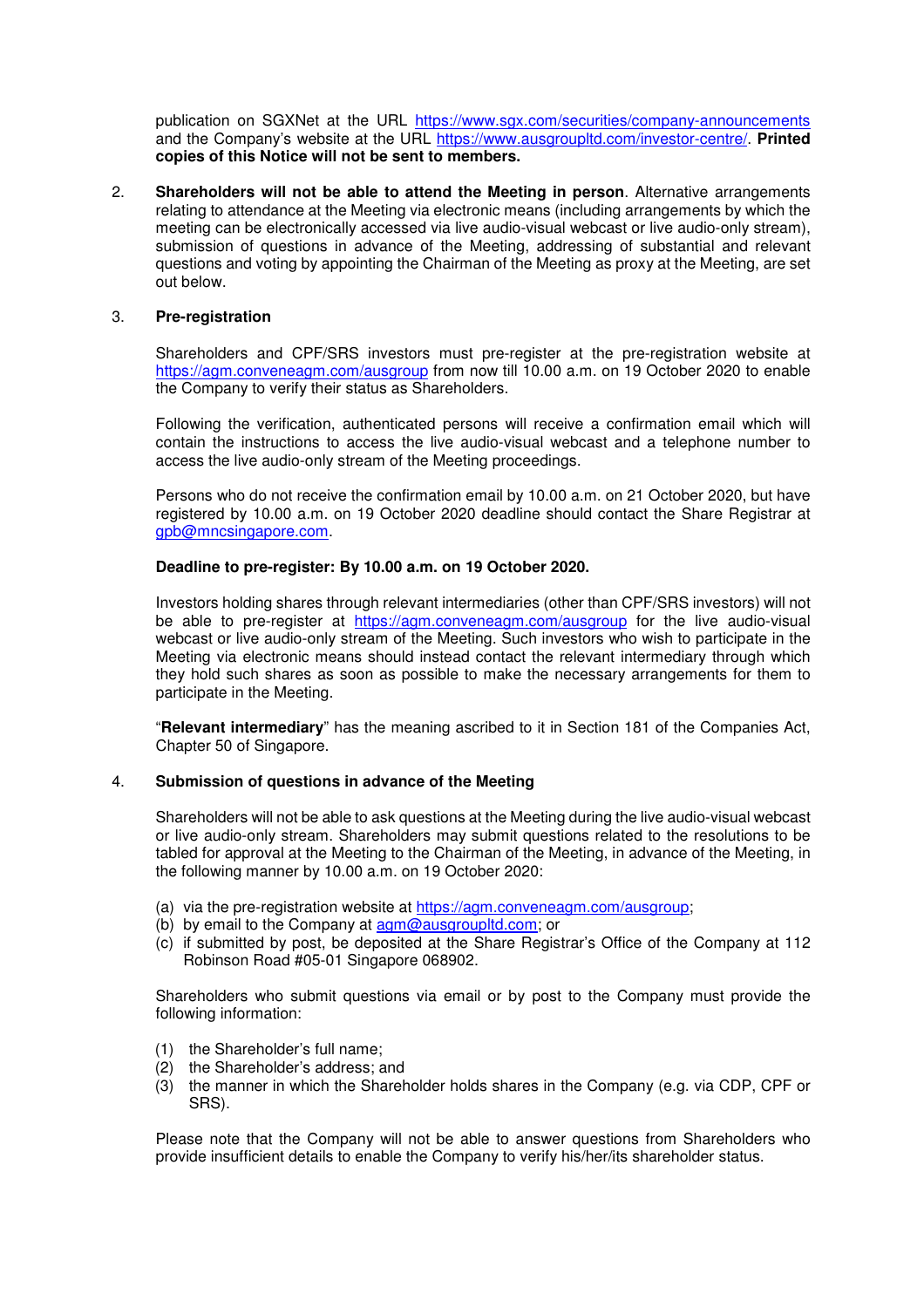publication on SGXNet at the URL https://www.sgx.com/securities/company-announcements and the Company's website at the URL https://www.ausgroupltd.com/investor-centre/. **Printed copies of this Notice will not be sent to members.**

2. **Shareholders will not be able to attend the Meeting in person**. Alternative arrangements relating to attendance at the Meeting via electronic means (including arrangements by which the meeting can be electronically accessed via live audio-visual webcast or live audio-only stream), submission of questions in advance of the Meeting, addressing of substantial and relevant questions and voting by appointing the Chairman of the Meeting as proxy at the Meeting, are set out below.

3. **Pre-registration**

   Shareholders and CPF/SRS investors must pre-register at the pre-registration website at https://agm.conveneagm.com/ausgroup from now till 10.00 a.m. on 19 October 2020 to enable the Company to verify their status as Shareholders.

   Following the verification, authenticated persons will receive a confirmation email which will contain the instructions to access the live audio-visual webcast and a telephone number to access the live audio-only stream of the Meeting proceedings.

   Persons who do not receive the confirmation email by 10.00 a.m. on 21 October 2020, but have registered by 10.00 a.m. on 19 October 2020 deadline should contact the Share Registrar at gpb@mncsingapore.com.

   **Deadline to pre-register: By 10.00 a.m. on 19 October 2020.**

   Investors holding shares through relevant intermediaries (other than CPF/SRS investors) will not be able to pre-register at https://agm.conveneagm.com/ausgroup for the live audio-visual webcast or live audio-only stream of the Meeting. Such investors who wish to participate in the Meeting via electronic means should instead contact the relevant intermediary through which they hold such shares as soon as possible to make the necessary arrangements for them to participate in the Meeting.

   "**Relevant intermediary**" has the meaning ascribed to it in Section 181 of the Companies Act, Chapter 50 of Singapore.

4. **Submission of questions in advance of the Meeting**

   Shareholders will not be able to ask questions at the Meeting during the live audio-visual webcast or live audio-only stream. Shareholders may submit questions related to the resolutions to be tabled for approval at the Meeting to the Chairman of the Meeting, in advance of the Meeting, in the following manner by 10.00 a.m. on 19 October 2020:

   (a) via the pre-registration website at https://agm.conveneagm.com/ausgroup;
   (b) by email to the Company at agm@ausgroupltd.com; or
   (c) if submitted by post, be deposited at the Share Registrar's Office of the Company at 112 Robinson Road #05-01 Singapore 068902.

   Shareholders who submit questions via email or by post to the Company must provide the following information:

   (1) the Shareholder's full name;
   (2) the Shareholder's address; and
   (3) the manner in which the Shareholder holds shares in the Company (e.g. via CDP, CPF or SRS).

   Please note that the Company will not be able to answer questions from Shareholders who provide insufficient details to enable the Company to verify his/her/its shareholder status.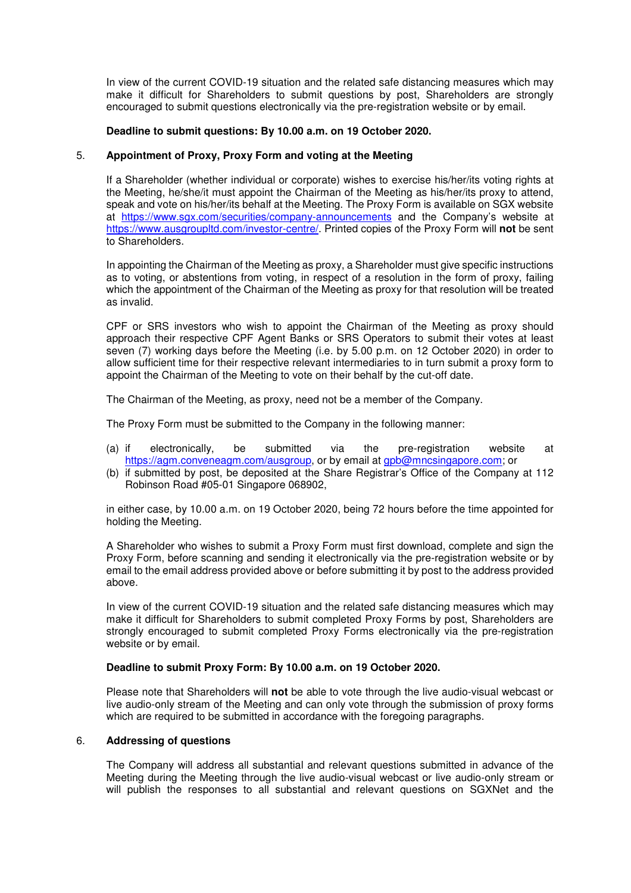In view of the current COVID-19 situation and the related safe distancing measures which may make it difficult for Shareholders to submit questions by post, Shareholders are strongly encouraged to submit questions electronically via the pre-registration website or by email.

**Deadline to submit questions: By 10.00 a.m. on 19 October 2020.**

5. **Appointment of Proxy, Proxy Form and voting at the Meeting**

If a Shareholder (whether individual or corporate) wishes to exercise his/her/its voting rights at the Meeting, he/she/it must appoint the Chairman of the Meeting as his/her/its proxy to attend, speak and vote on his/her/its behalf at the Meeting. The Proxy Form is available on SGX website at https://www.sgx.com/securities/company-announcements and the Company's website at https://www.ausgroupltd.com/investor-centre/. Printed copies of the Proxy Form will **not** be sent to Shareholders.

In appointing the Chairman of the Meeting as proxy, a Shareholder must give specific instructions as to voting, or abstentions from voting, in respect of a resolution in the form of proxy, failing which the appointment of the Chairman of the Meeting as proxy for that resolution will be treated as invalid.

CPF or SRS investors who wish to appoint the Chairman of the Meeting as proxy should approach their respective CPF Agent Banks or SRS Operators to submit their votes at least seven (7) working days before the Meeting (i.e. by 5.00 p.m. on 12 October 2020) in order to allow sufficient time for their respective relevant intermediaries to in turn submit a proxy form to appoint the Chairman of the Meeting to vote on their behalf by the cut-off date.

The Chairman of the Meeting, as proxy, need not be a member of the Company.

The Proxy Form must be submitted to the Company in the following manner:

(a) if electronically, be submitted via the pre-registration website at https://agm.conveneagm.com/ausgroup, or by email at gpb@mncsingapore.com; or
(b) if submitted by post, be deposited at the Share Registrar's Office of the Company at 112 Robinson Road #05-01 Singapore 068902,

in either case, by 10.00 a.m. on 19 October 2020, being 72 hours before the time appointed for holding the Meeting.

A Shareholder who wishes to submit a Proxy Form must first download, complete and sign the Proxy Form, before scanning and sending it electronically via the pre-registration website or by email to the email address provided above or before submitting it by post to the address provided above.

In view of the current COVID-19 situation and the related safe distancing measures which may make it difficult for Shareholders to submit completed Proxy Forms by post, Shareholders are strongly encouraged to submit completed Proxy Forms electronically via the pre-registration website or by email.

**Deadline to submit Proxy Form: By 10.00 a.m. on 19 October 2020.**

Please note that Shareholders will **not** be able to vote through the live audio-visual webcast or live audio-only stream of the Meeting and can only vote through the submission of proxy forms which are required to be submitted in accordance with the foregoing paragraphs.

6. **Addressing of questions**

The Company will address all substantial and relevant questions submitted in advance of the Meeting during the Meeting through the live audio-visual webcast or live audio-only stream or will publish the responses to all substantial and relevant questions on SGXNet and the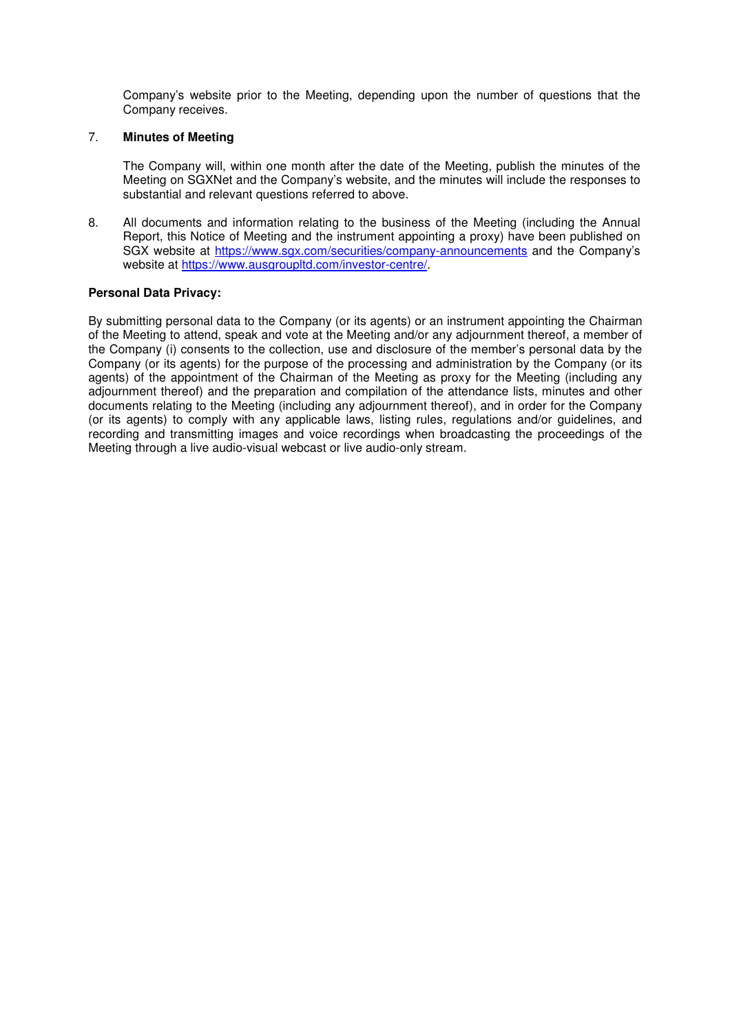Company's website prior to the Meeting, depending upon the number of questions that the Company receives.

7. **Minutes of Meeting**

   The Company will, within one month after the date of the Meeting, publish the minutes of the Meeting on SGXNet and the Company's website, and the minutes will include the responses to substantial and relevant questions referred to above.

8. All documents and information relating to the business of the Meeting (including the Annual Report, this Notice of Meeting and the instrument appointing a proxy) have been published on SGX website at https://www.sgx.com/securities/company-announcements and the Company's website at https://www.ausgroupltd.com/investor-centre/.

**Personal Data Privacy:**

By submitting personal data to the Company (or its agents) or an instrument appointing the Chairman of the Meeting to attend, speak and vote at the Meeting and/or any adjournment thereof, a member of the Company (i) consents to the collection, use and disclosure of the member's personal data by the Company (or its agents) for the purpose of the processing and administration by the Company (or its agents) of the appointment of the Chairman of the Meeting as proxy for the Meeting (including any adjournment thereof) and the preparation and compilation of the attendance lists, minutes and other documents relating to the Meeting (including any adjournment thereof), and in order for the Company (or its agents) to comply with any applicable laws, listing rules, regulations and/or guidelines, and recording and transmitting images and voice recordings when broadcasting the proceedings of the Meeting through a live audio-visual webcast or live audio-only stream.